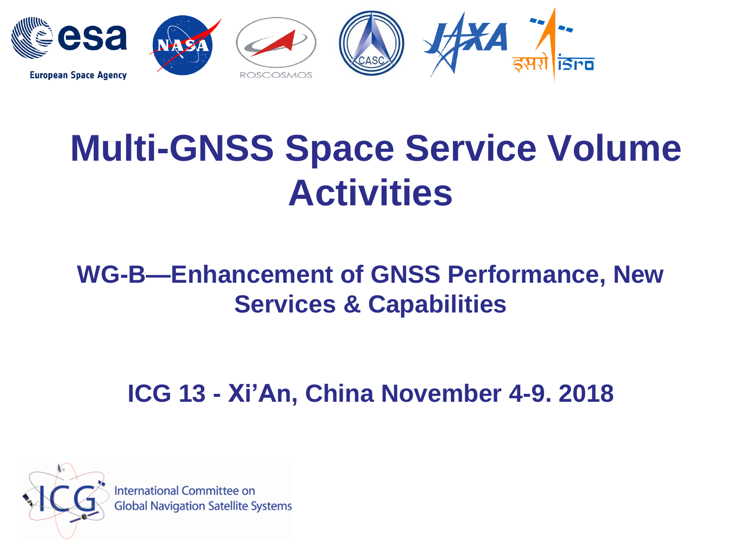European Space Agency

# Multi-GNSS Space Service Volume Activities

## WG-B—Enhancement of GNSS Performance, New Services & Capabilities

## ICG 13 - Xi'An, China November 4-9. 2018

International Committee on Global Navigation Satellite Systems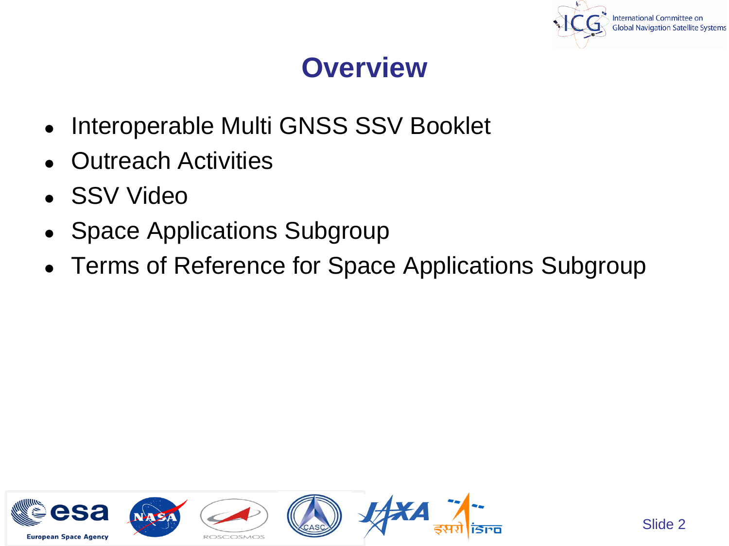# Overview

- Interoperable Multi GNSS SSV Booklet
- Outreach Activities
- SSV Video
- Space Applications Subgroup
- Terms of Reference for Space Applications Subgroup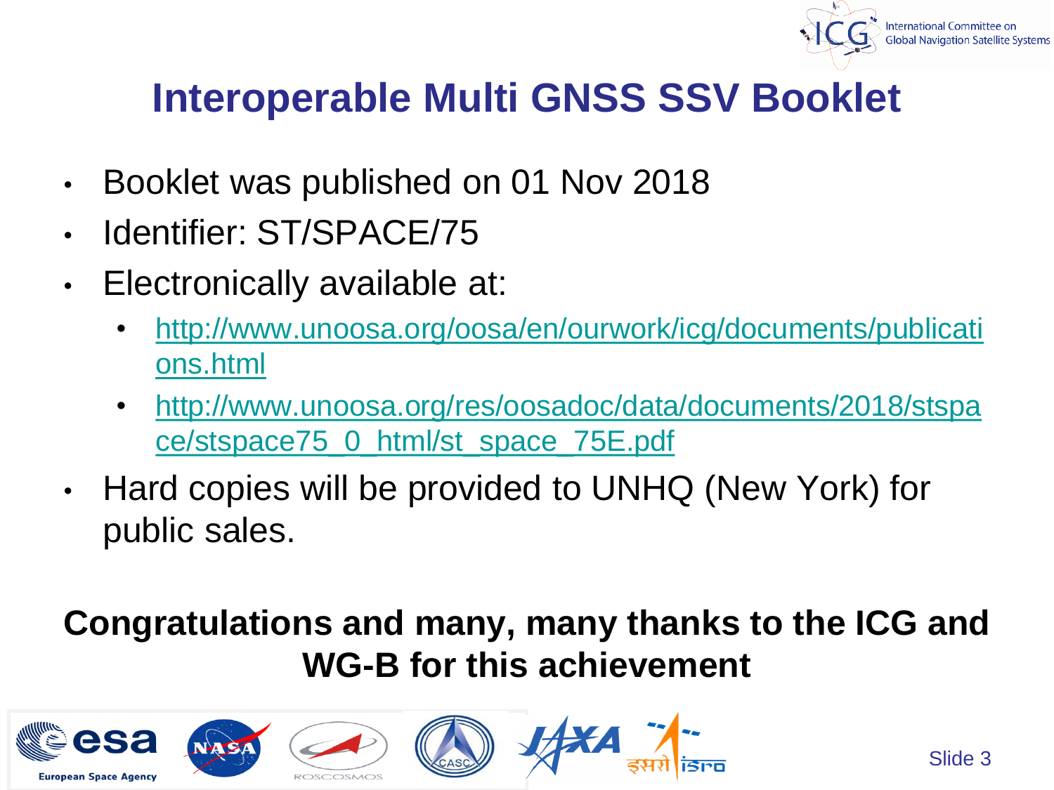# Interoperable Multi GNSS SSV Booklet

- Booklet was published on 01 Nov 2018
- Identifier: ST/SPACE/75
- Electronically available at:
  - http://www.unoosa.org/oosa/en/ourwork/icg/documents/publications.html
  - http://www.unoosa.org/res/oosadoc/data/documents/2018/stspace/stspace75_0_html/st_space_75E.pdf
- Hard copies will be provided to UNHQ (New York) for public sales.

**Congratulations and many, many thanks to the ICG and WG-B for this achievement**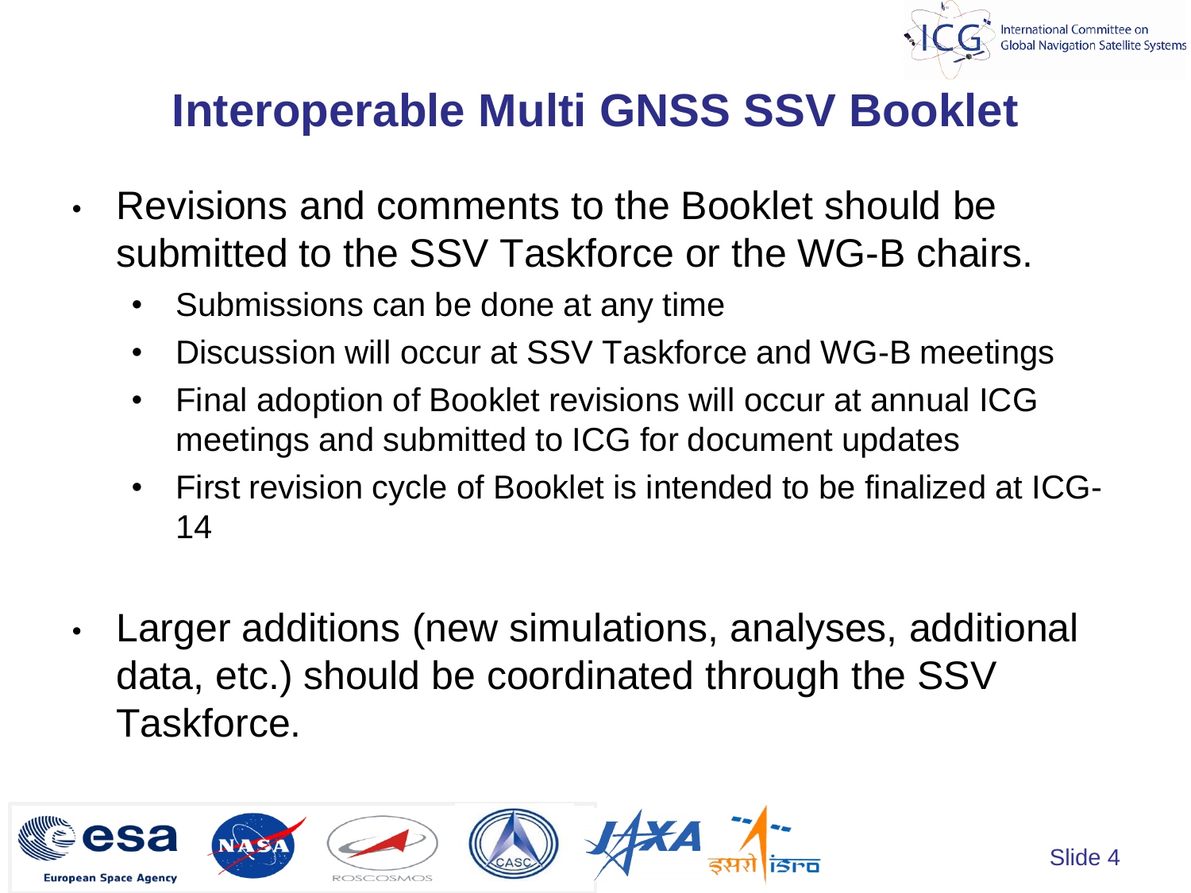# Interoperable Multi GNSS SSV Booklet

- Revisions and comments to the Booklet should be submitted to the SSV Taskforce or the WG-B chairs.
  - Submissions can be done at any time
  - Discussion will occur at SSV Taskforce and WG-B meetings
  - Final adoption of Booklet revisions will occur at annual ICG meetings and submitted to ICG for document updates
  - First revision cycle of Booklet is intended to be finalized at ICG-14

- Larger additions (new simulations, analyses, additional data, etc.) should be coordinated through the SSV Taskforce.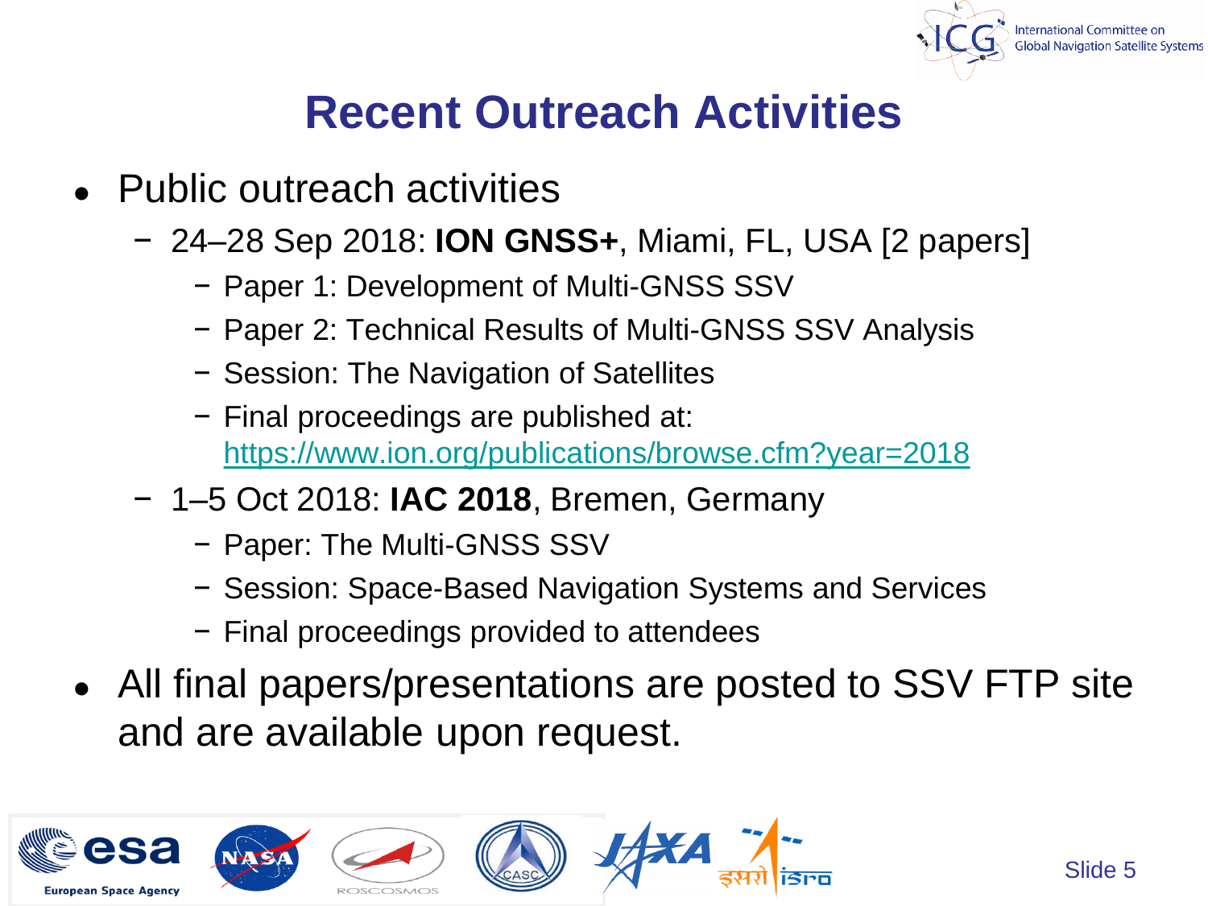# Recent Outreach Activities

- Public outreach activities
  - 24–28 Sep 2018: **ION GNSS+**, Miami, FL, USA [2 papers]
    - Paper 1: Development of Multi-GNSS SSV
    - Paper 2: Technical Results of Multi-GNSS SSV Analysis
    - Session: The Navigation of Satellites
    - Final proceedings are published at: https://www.ion.org/publications/browse.cfm?year=2018
  - 1–5 Oct 2018: **IAC 2018**, Bremen, Germany
    - Paper: The Multi-GNSS SSV
    - Session: Space-Based Navigation Systems and Services
    - Final proceedings provided to attendees
- All final papers/presentations are posted to SSV FTP site and are available upon request.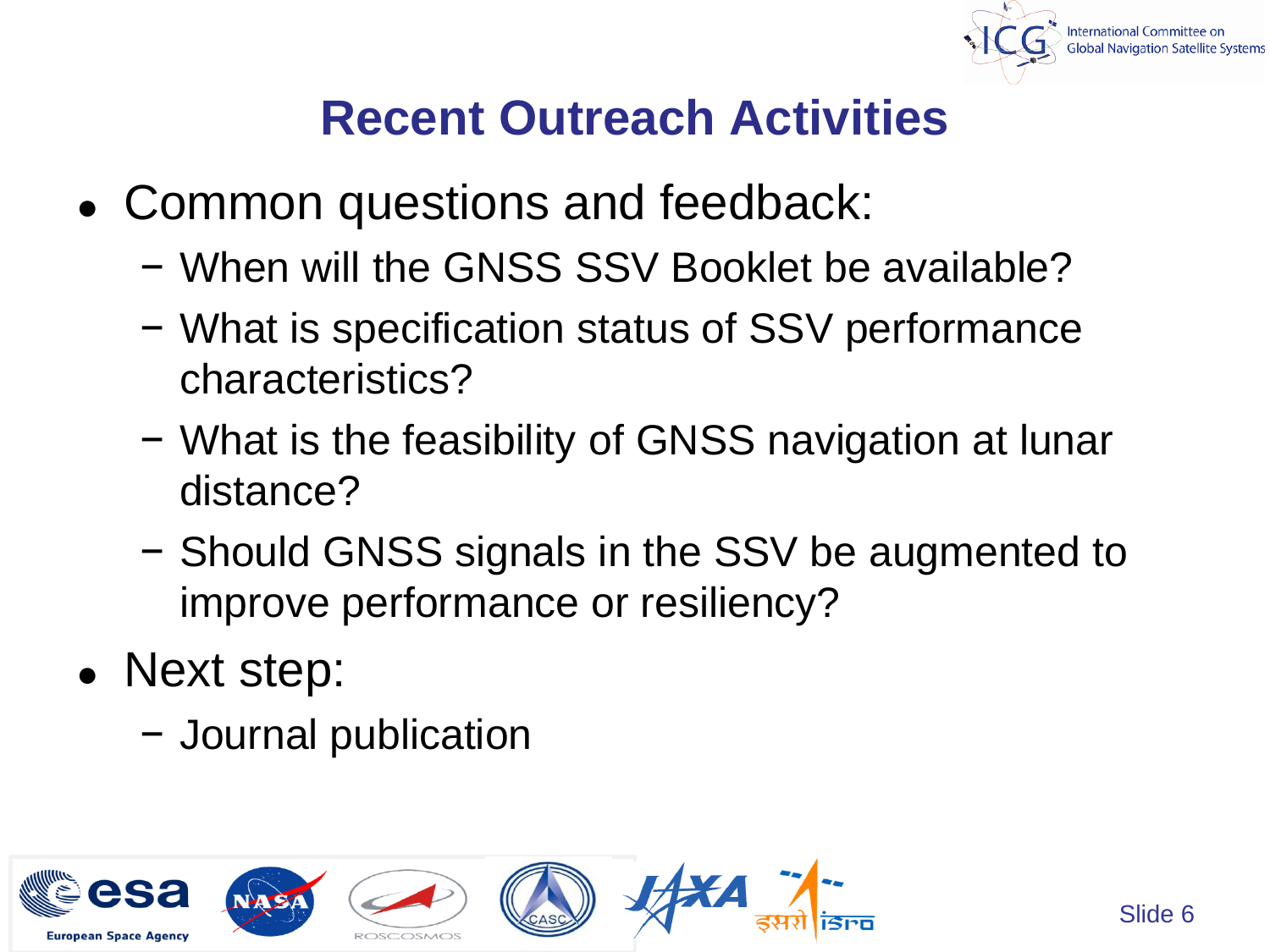# Recent Outreach Activities

- Common questions and feedback:
  - When will the GNSS SSV Booklet be available?
  - What is specification status of SSV performance characteristics?
  - What is the feasibility of GNSS navigation at lunar distance?
  - Should GNSS signals in the SSV be augmented to improve performance or resiliency?
- Next step:
  - Journal publication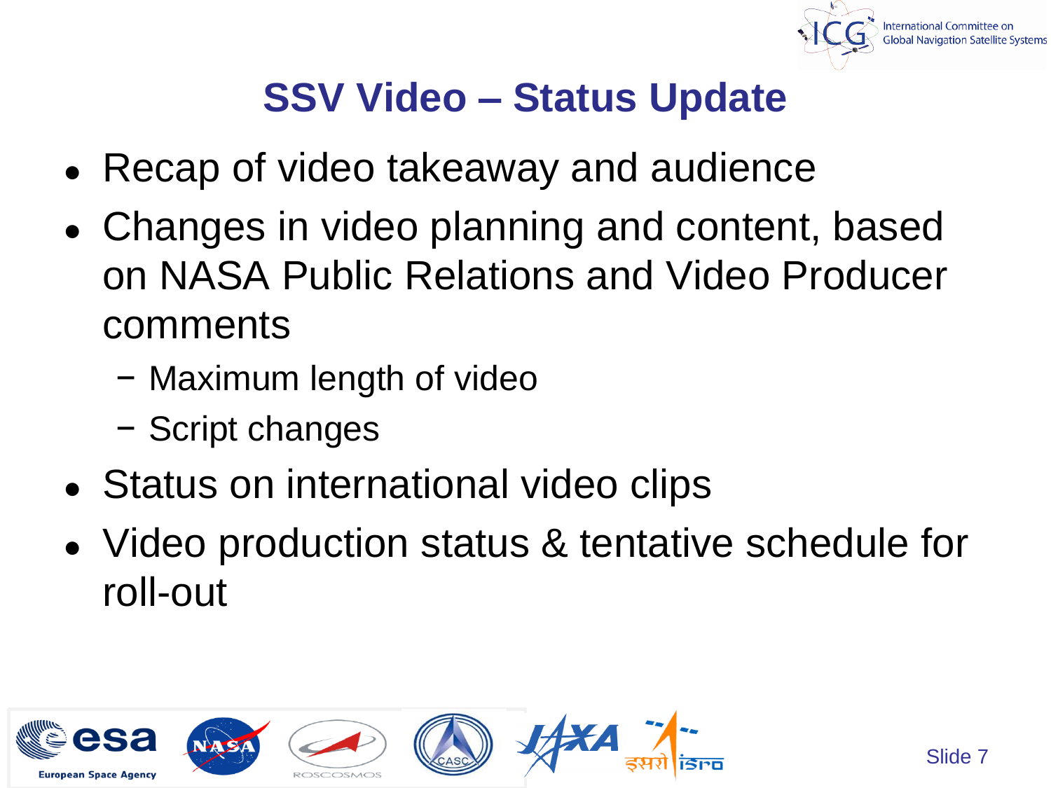# SSV Video – Status Update

- Recap of video takeaway and audience
- Changes in video planning and content, based on NASA Public Relations and Video Producer comments
  - Maximum length of video
  - Script changes
- Status on international video clips
- Video production status & tentative schedule for roll-out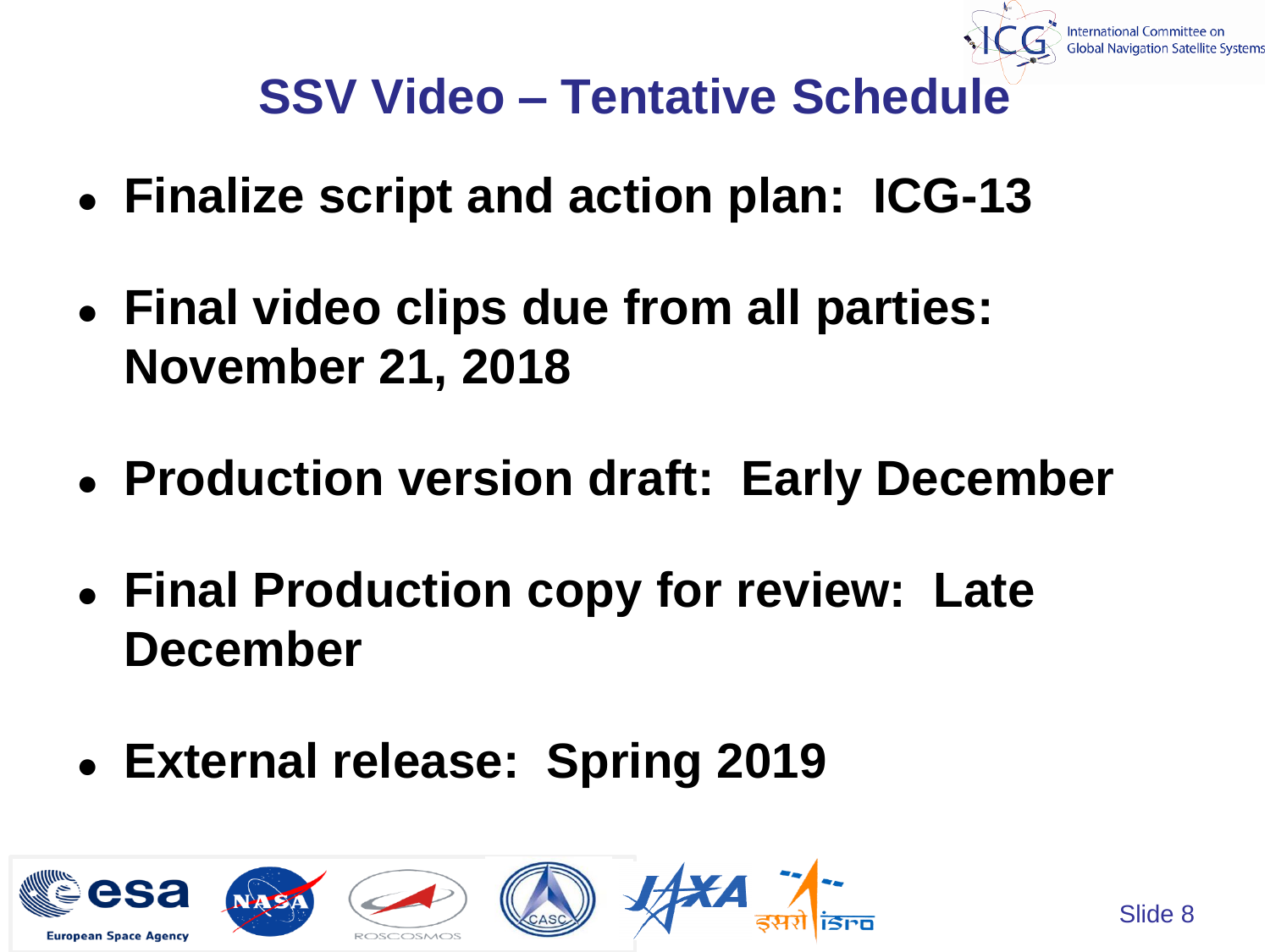# SSV Video – Tentative Schedule

- **Finalize script and action plan: ICG-13**
- **Final video clips due from all parties: November 21, 2018**
- **Production version draft: Early December**
- **Final Production copy for review: Late December**
- **External release: Spring 2019**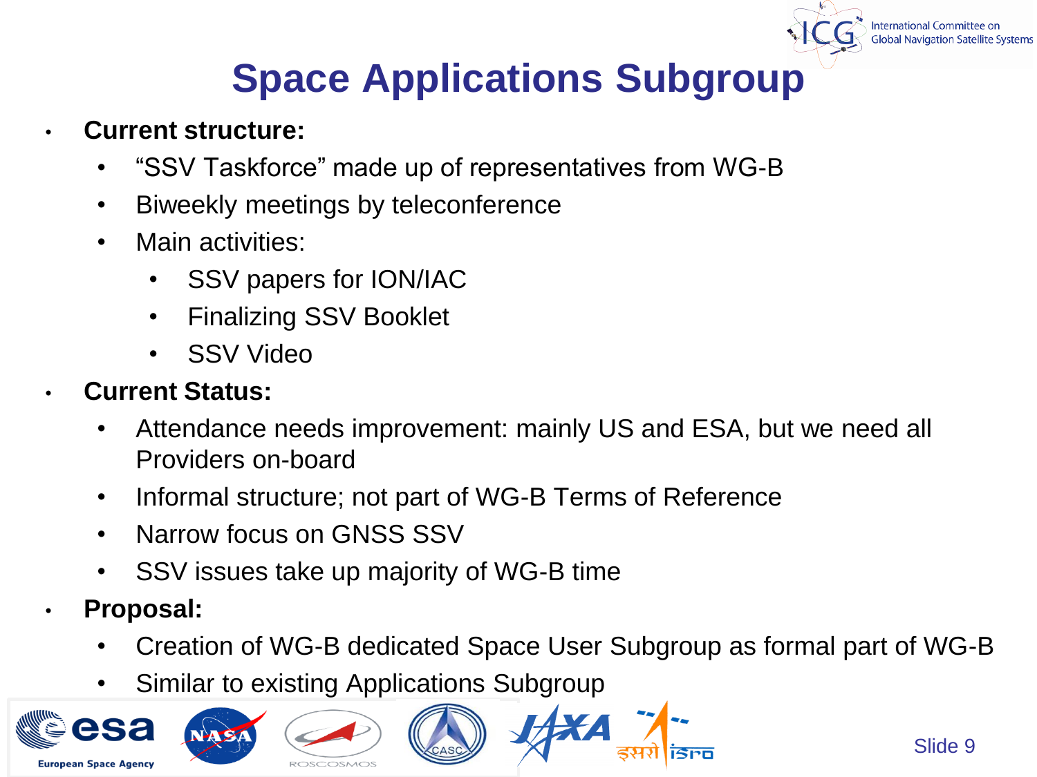# Space Applications Subgroup

- **Current structure:**
  - "SSV Taskforce" made up of representatives from WG-B
  - Biweekly meetings by teleconference
  - Main activities:
    - SSV papers for ION/IAC
    - Finalizing SSV Booklet
    - SSV Video
- **Current Status:**
  - Attendance needs improvement: mainly US and ESA, but we need all Providers on-board
  - Informal structure; not part of WG-B Terms of Reference
  - Narrow focus on GNSS SSV
  - SSV issues take up majority of WG-B time
- **Proposal:**
  - Creation of WG-B dedicated Space User Subgroup as formal part of WG-B
  - Similar to existing Applications Subgroup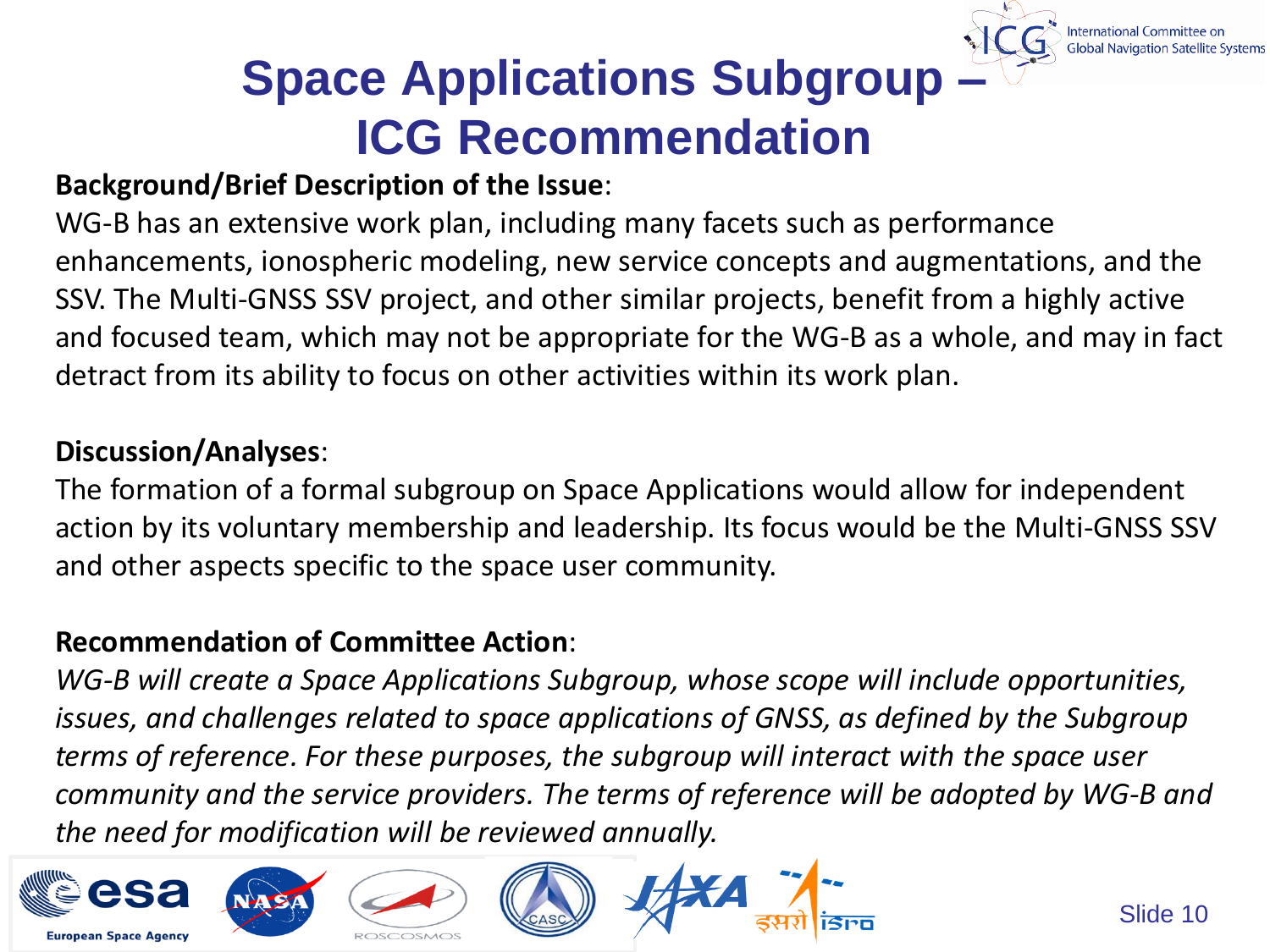# Space Applications Subgroup – ICG Recommendation

**Background/Brief Description of the Issue**:

WG-B has an extensive work plan, including many facets such as performance enhancements, ionospheric modeling, new service concepts and augmentations, and the SSV. The Multi-GNSS SSV project, and other similar projects, benefit from a highly active and focused team, which may not be appropriate for the WG-B as a whole, and may in fact detract from its ability to focus on other activities within its work plan.

**Discussion/Analyses**:

The formation of a formal subgroup on Space Applications would allow for independent action by its voluntary membership and leadership. Its focus would be the Multi-GNSS SSV and other aspects specific to the space user community.

**Recommendation of Committee Action**:

*WG-B will create a Space Applications Subgroup, whose scope will include opportunities, issues, and challenges related to space applications of GNSS, as defined by the Subgroup terms of reference. For these purposes, the subgroup will interact with the space user community and the service providers. The terms of reference will be adopted by WG-B and the need for modification will be reviewed annually.*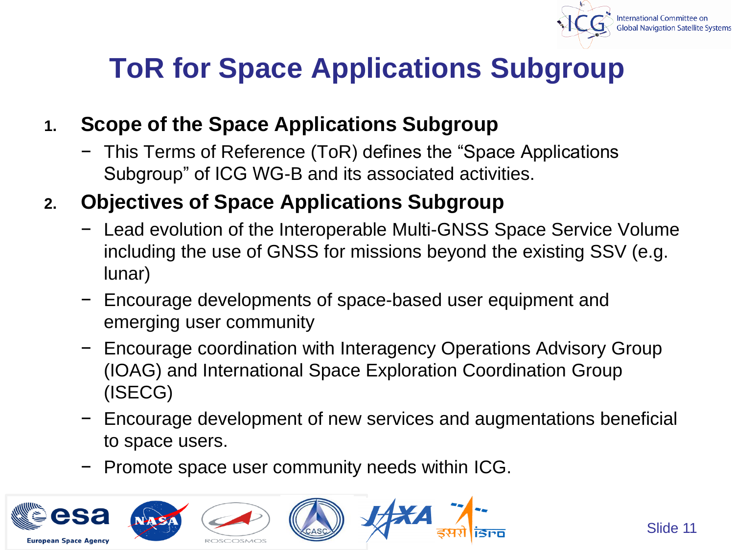# ToR for Space Applications Subgroup

1. **Scope of the Space Applications Subgroup**
   - This Terms of Reference (ToR) defines the "Space Applications Subgroup" of ICG WG-B and its associated activities.
2. **Objectives of Space Applications Subgroup**
   - Lead evolution of the Interoperable Multi-GNSS Space Service Volume including the use of GNSS for missions beyond the existing SSV (e.g. lunar)
   - Encourage developments of space-based user equipment and emerging user community
   - Encourage coordination with Interagency Operations Advisory Group (IOAG) and International Space Exploration Coordination Group (ISECG)
   - Encourage development of new services and augmentations beneficial to space users.
   - Promote space user community needs within ICG.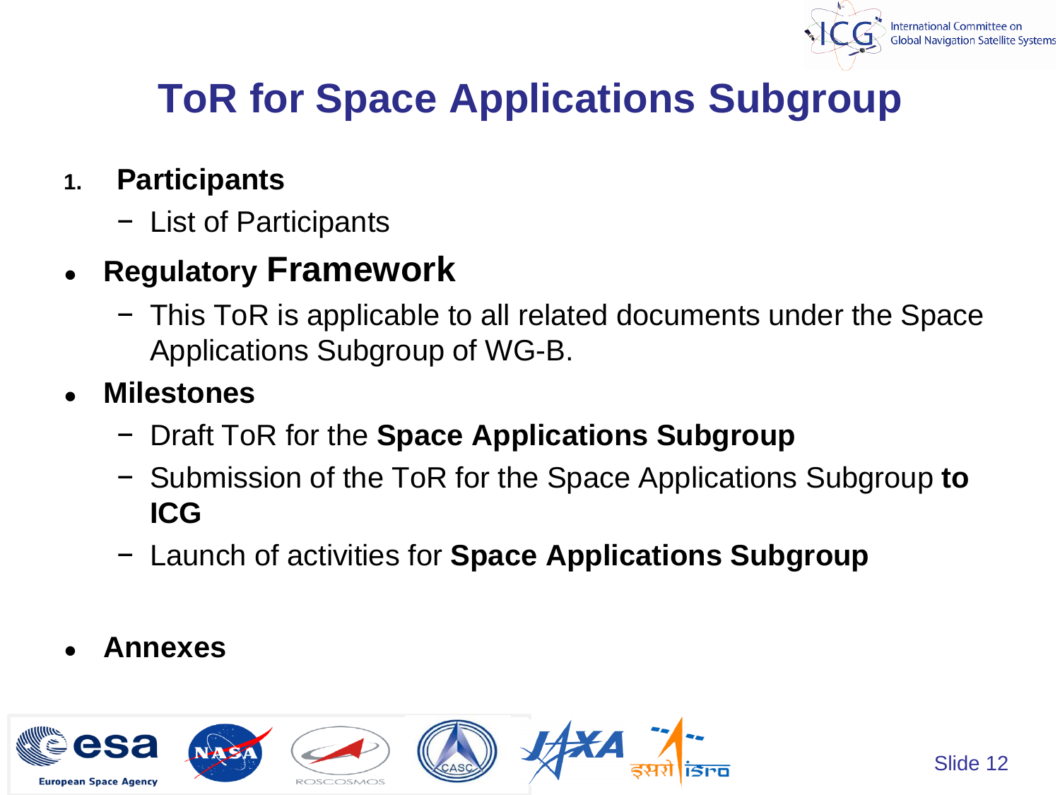# ToR for Space Applications Subgroup

1. **Participants**
   - List of Participants

- **Regulatory Framework**
  - This ToR is applicable to all related documents under the Space Applications Subgroup of WG-B.

- **Milestones**
  - Draft ToR for the **Space Applications Subgroup**
  - Submission of the ToR for the Space Applications Subgroup **to ICG**
  - Launch of activities for **Space Applications Subgroup**

- **Annexes**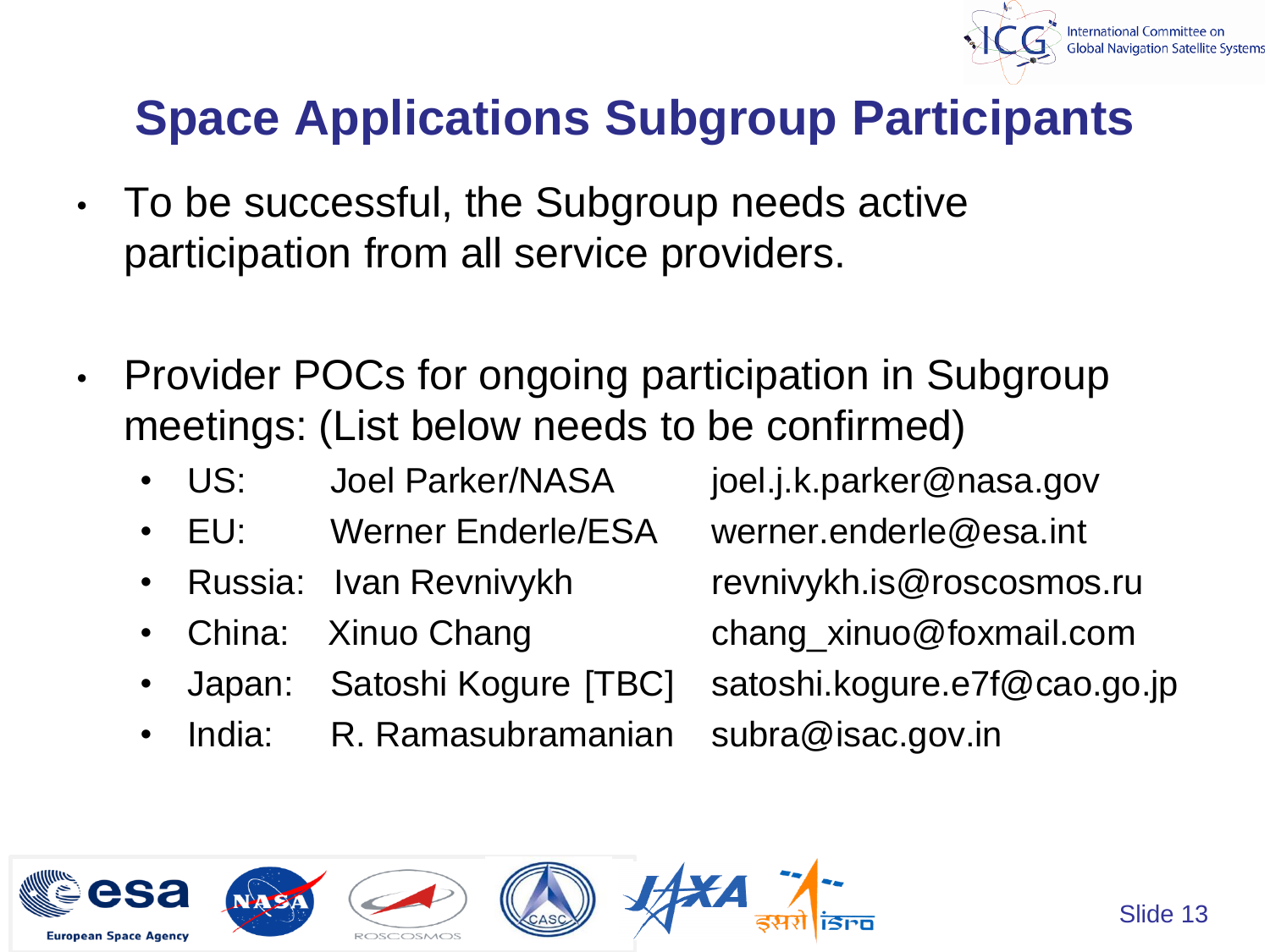# Space Applications Subgroup Participants

- To be successful, the Subgroup needs active participation from all service providers.

- Provider POCs for ongoing participation in Subgroup meetings: (List below needs to be confirmed)
  - US: Joel Parker/NASA joel.j.k.parker@nasa.gov
  - EU: Werner Enderle/ESA werner.enderle@esa.int
  - Russia: Ivan Revnivykh revnivykh.is@roscosmos.ru
  - China: Xinuo Chang chang_xinuo@foxmail.com
  - Japan: Satoshi Kogure [TBC] satoshi.kogure.e7f@cao.go.jp
  - India: R. Ramasubramanian subra@isac.gov.in